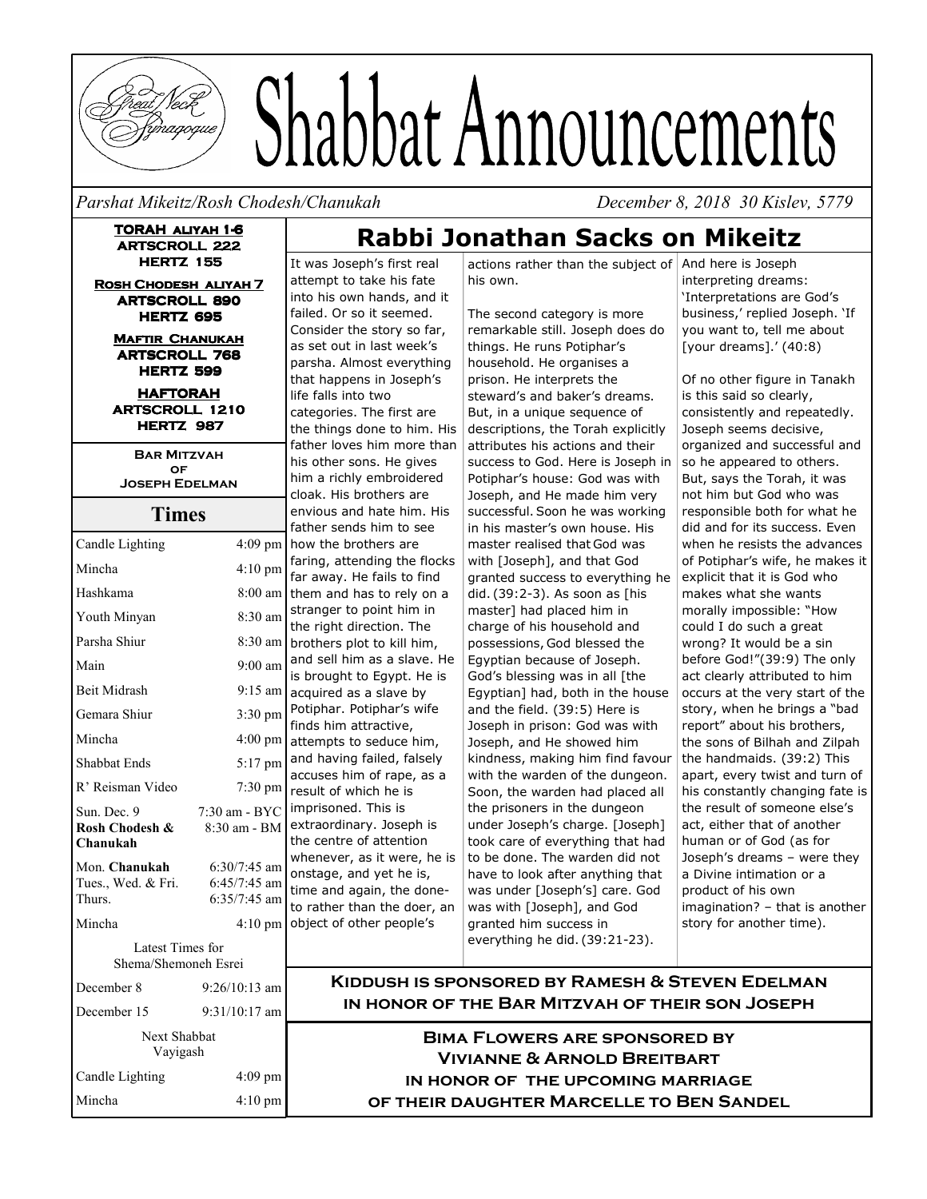# Shabbat Announcements

*Parshat Mikeitz/Rosh Chodesh/Chanukah* — *December 8, 2018 30 Kislev, 5779*

**TORAH ALIYAH 1-6**
**ARTSCROLL 222**
**HERTZ 155**

**ROSH CHODESH ALIYAH 7**
**ARTSCROLL 890**
**HERTZ 695**

**MAFTIR CHANUKAH**
**ARTSCROLL 768**
**HERTZ 599**

**HAFTORAH**
**ARTSCROLL 1210**
**HERTZ 987**

**BAR MITZVAH OF JOSEPH EDELMAN**

## Times

| | |
|---|---|
| Candle Lighting | 4:09 pm |
| Mincha | 4:10 pm |
| Hashkama | 8:00 am |
| Youth Minyan | 8:30 am |
| Parsha Shiur | 8:30 am |
| Main | 9:00 am |
| Beit Midrash | 9:15 am |
| Gemara Shiur | 3:30 pm |
| Mincha | 4:00 pm |
| Shabbat Ends | 5:17 pm |
| R' Reisman Video | 7:30 pm |
| Sun. Dec. 9 **Rosh Chodesh & Chanukah** | 7:30 am - BYC 8:30 am - BM |
| Mon. **Chanukah** | 6:30/7:45 am |
| Tues., Wed. & Fri. | 6:45/7:45 am |
| Thurs. | 6:35/7:45 am |
| Mincha | 4:10 pm |

Latest Times for Shema/Shemoneh Esrei

| | |
|---|---|
| December 8 | 9:26/10:13 am |
| December 15 | 9:31/10:17 am |

Next Shabbat Vayigash

| | |
|---|---|
| Candle Lighting | 4:09 pm |
| Mincha | 4:10 pm |

## Rabbi Jonathan Sacks on Mikeitz

It was Joseph's first real attempt to take his fate into his own hands, and it failed. Or so it seemed. Consider the story so far, as set out in last week's parsha. Almost everything that happens in Joseph's life falls into two categories. The first are the things done to him. His father loves him more than his other sons. He gives him a richly embroidered cloak. His brothers are envious and hate him. His father sends him to see how the brothers are faring, attending the flocks far away. He fails to find them and has to rely on a stranger to point him in the right direction. The brothers plot to kill him, and sell him as a slave. He is brought to Egypt. He is acquired as a slave by Potiphar. Potiphar's wife finds him attractive, attempts to seduce him, and having failed, falsely accuses him of rape, as a result of which he is imprisoned. This is extraordinary. Joseph is the centre of attention whenever, as it were, he is onstage, and yet he is, time and again, the done-to rather than the doer, an object of other people's actions rather than the subject of his own.

The second category is more remarkable still. Joseph does do things. He runs Potiphar's household. He organises a prison. He interprets the steward's and baker's dreams. But, in a unique sequence of descriptions, the Torah explicitly attributes his actions and their success to God. Here is Joseph in Potiphar's house: God was with Joseph, and He made him very successful. Soon he was working in his master's own house. His master realised that God was with [Joseph], and that God granted success to everything he did. (39:2-3). As soon as [his master] had placed him in charge of his household and possessions, God blessed the Egyptian because of Joseph. God's blessing was in all [the Egyptian] had, both in the house and the field. (39:5) Here is Joseph in prison: God was with Joseph, and He showed him kindness, making him find favour with the warden of the dungeon. Soon, the warden had placed all the prisoners in the dungeon under Joseph's charge. [Joseph] took care of everything that had to be done. The warden did not have to look after anything that was under [Joseph's] care. God was with [Joseph], and God granted him success in everything he did. (39:21-23).

And here is Joseph interpreting dreams: 'Interpretations are God's business,' replied Joseph. 'If you want to, tell me about [your dreams].' (40:8)

Of no other figure in Tanakh is this said so clearly, consistently and repeatedly. Joseph seems decisive, organized and successful and so he appeared to others. But, says the Torah, it was not him but God who was responsible both for what he did and for its success. Even when he resists the advances of Potiphar's wife, he makes it explicit that it is God who makes what she wants morally impossible: "How could I do such a great wrong? It would be a sin before God!"(39:9) The only act clearly attributed to him occurs at the very start of the story, when he brings a "bad report" about his brothers, the sons of Bilhah and Zilpah the handmaids. (39:2) This apart, every twist and turn of his constantly changing fate is the result of someone else's act, either that of another human or of God (as for Joseph's dreams – were they a Divine intimation or a product of his own imagination? – that is another story for another time).

**KIDDUSH IS SPONSORED BY RAMESH & STEVEN EDELMAN IN HONOR OF THE BAR MITZVAH OF THEIR SON JOSEPH**

**BIMA FLOWERS ARE SPONSORED BY VIVIANNE & ARNOLD BREITBART IN HONOR OF THE UPCOMING MARRIAGE OF THEIR DAUGHTER MARCELLE TO BEN SANDEL**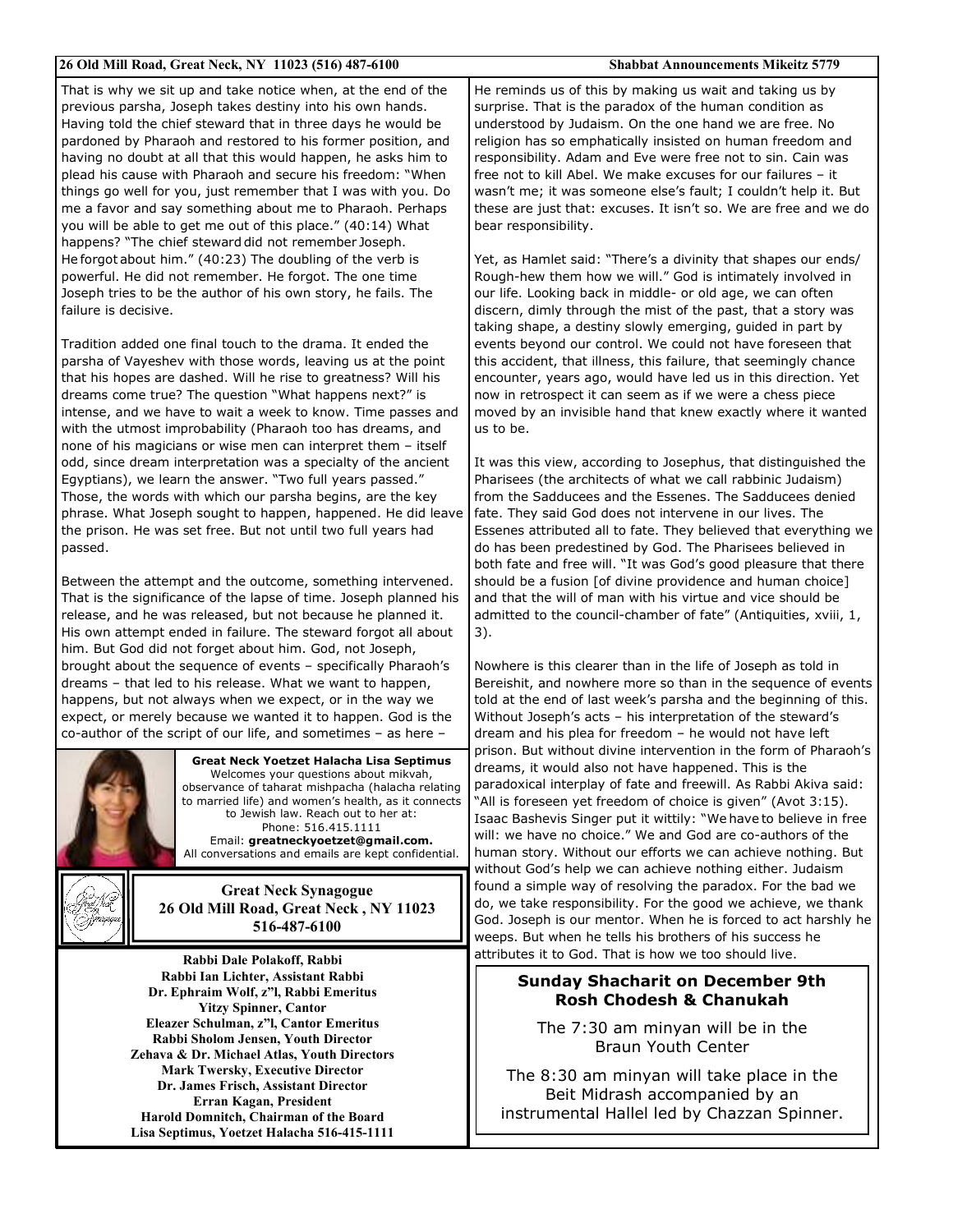That is why we sit up and take notice when, at the end of the previous parsha, Joseph takes destiny into his own hands. Having told the chief steward that in three days he would be pardoned by Pharaoh and restored to his former position, and having no doubt at all that this would happen, he asks him to plead his cause with Pharaoh and secure his freedom: "When things go well for you, just remember that I was with you. Do me a favor and say something about me to Pharaoh. Perhaps you will be able to get me out of this place." (40:14) What happens? "The chief steward did not remember Joseph. He forgot about him." (40:23) The doubling of the verb is powerful. He did not remember. He forgot. The one time Joseph tries to be the author of his own story, he fails. The failure is decisive.

Tradition added one final touch to the drama. It ended the parsha of Vayeshev with those words, leaving us at the point that his hopes are dashed. Will he rise to greatness? Will his dreams come true? The question "What happens next?" is intense, and we have to wait a week to know. Time passes and with the utmost improbability (Pharaoh too has dreams, and none of his magicians or wise men can interpret them – itself odd, since dream interpretation was a specialty of the ancient Egyptians), we learn the answer. "Two full years passed." Those, the words with which our parsha begins, are the key phrase. What Joseph sought to happen, happened. He did leave the prison. He was set free. But not until two full years had passed.

Between the attempt and the outcome, something intervened. That is the significance of the lapse of time. Joseph planned his release, and he was released, but not because he planned it. His own attempt ended in failure. The steward forgot all about him. But God did not forget about him. God, not Joseph, brought about the sequence of events – specifically Pharaoh's dreams – that led to his release. What we want to happen, happens, but not always when we expect, or in the way we expect, or merely because we wanted it to happen. God is the co-author of the script of our life, and sometimes – as here – He reminds us of this by making us wait and taking us by surprise. That is the paradox of the human condition as understood by Judaism. On the one hand we are free. No religion has so emphatically insisted on human freedom and responsibility. Adam and Eve were free not to sin. Cain was free not to kill Abel. We make excuses for our failures – it wasn't me; it was someone else's fault; I couldn't help it. But these are just that: excuses. It isn't so. We are free and we do bear responsibility.

Yet, as Hamlet said: "There's a divinity that shapes our ends/ Rough-hew them how we will." God is intimately involved in our life. Looking back in middle- or old age, we can often discern, dimly through the mist of the past, that a story was taking shape, a destiny slowly emerging, guided in part by events beyond our control. We could not have foreseen that this accident, that illness, this failure, that seemingly chance encounter, years ago, would have led us in this direction. Yet now in retrospect it can seem as if we were a chess piece moved by an invisible hand that knew exactly where it wanted us to be.

It was this view, according to Josephus, that distinguished the Pharisees (the architects of what we call rabbinic Judaism) from the Sadducees and the Essenes. The Sadducees denied fate. They said God does not intervene in our lives. The Essenes attributed all to fate. They believed that everything we do has been predestined by God. The Pharisees believed in both fate and free will. "It was God's good pleasure that there should be a fusion [of divine providence and human choice] and that the will of man with his virtue and vice should be admitted to the council-chamber of fate" (Antiquities, xviii, 1, 3).

Nowhere is this clearer than in the life of Joseph as told in Bereishit, and nowhere more so than in the sequence of events told at the end of last week's parsha and the beginning of this. Without Joseph's acts – his interpretation of the steward's dream and his plea for freedom – he would not have left prison. But without divine intervention in the form of Pharaoh's dreams, it would also not have happened. This is the paradoxical interplay of fate and freewill. As Rabbi Akiva said: "All is foreseen yet freedom of choice is given" (Avot 3:15). Isaac Bashevis Singer put it wittily: "We have to believe in free will: we have no choice." We and God are co-authors of the human story. Without our efforts we can achieve nothing. But without God's help we can achieve nothing either. Judaism found a simple way of resolving the paradox. For the bad we do, we take responsibility. For the good we achieve, we thank God. Joseph is our mentor. When he is forced to act harshly he weeps. But when he tells his brothers of his success he attributes it to God. That is how we too should live.

**Great Neck Yoetzet Halacha Lisa Septimus**
Welcomes your questions about mikvah, observance of taharat mishpacha (halacha relating to married life) and women's health, as it connects to Jewish law. Reach out to her at:
Phone: 516.415.1111
Email: **greatneckyoetzet@gmail.com.**
All conversations and emails are kept confidential.

**Great Neck Synagogue**
**26 Old Mill Road, Great Neck , NY 11023**
**516-487-6100**

**Rabbi Dale Polakoff, Rabbi**
**Rabbi Ian Lichter, Assistant Rabbi**
**Dr. Ephraim Wolf, z"l, Rabbi Emeritus**
**Yitzy Spinner, Cantor**
**Eleazer Schulman, z"l, Cantor Emeritus**
**Rabbi Sholom Jensen, Youth Director**
**Zehava & Dr. Michael Atlas, Youth Directors**
**Mark Twersky, Executive Director**
**Dr. James Frisch, Assistant Director**
**Erran Kagan, President**
**Harold Domnitch, Chairman of the Board**
**Lisa Septimus, Yoetzet Halacha 516-415-1111**

## Sunday Shacharit on December 9th
## Rosh Chodesh & Chanukah

The 7:30 am minyan will be in the Braun Youth Center

The 8:30 am minyan will take place in the Beit Midrash accompanied by an instrumental Hallel led by Chazzan Spinner.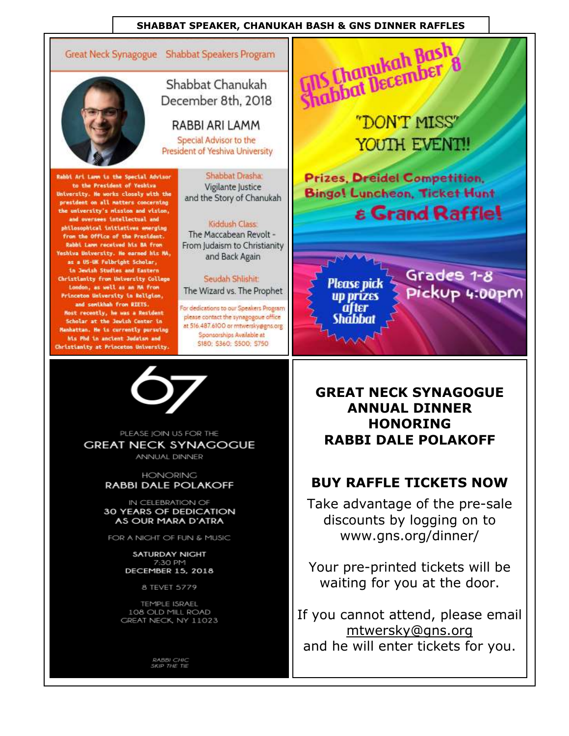## SHABBAT SPEAKER, CHANUKAH BASH & GNS DINNER RAFFLES

### Great Neck Synagogue Shabbat Speakers Program

Shabbat Chanukah
December 8th, 2018

**RABBI ARI LAMM**
Special Advisor to the President of Yeshiva University

Rabbi Ari Lamm is the Special Advisor to the President of Yeshiva University. He works closely with the president on all matters concerning the university's mission and vision, and oversees intellectual and philosophical initiatives emerging from the Office of the President. Rabbi Lamm received his BA from Yeshiva University. He earned his MA, as a US-UK Fulbright Scholar, in Jewish Studies and Eastern Christianity from University College London, as well as an MA from Princeton University in Religion, and semikhah from RIETS. Most recently, he was a Resident Scholar at the Jewish Center in Manhattan. He is currently pursuing his PhD in ancient Judaism and Christianity at Princeton University.

Shabbat Drasha:
Vigilante Justice and the Story of Chanukah

Kiddush Class:
The Maccabean Revolt - From Judaism to Christianity and Back Again

Seudah Shlishit:
The Wizard vs. The Prophet

For dedications to our Speakers Program please contact the synagogue office at 516.487.6100 or mtwersky@gns.org
Sponsorships Available at $180; $360; $500; $750

### GNS Chanukah Bash Shabbat December 8

"DON'T MISS" YOUTH EVENT!!

Prizes, Dreidel Competition, Bingo! Luncheon, Ticket Hunt & Grand Raffle!

Please pick up prizes after Shabbat

Grades 1-8
Pickup 4:00pm

### 67

PLEASE JOIN US FOR THE
GREAT NECK SYNAGOGUE
ANNUAL DINNER

HONORING
RABBI DALE POLAKOFF

IN CELEBRATION OF
30 YEARS OF DEDICATION
AS OUR MARA D'ATRA

FOR A NIGHT OF FUN & MUSIC

SATURDAY NIGHT
7:30 PM
DECEMBER 15, 2018

8 TEVET 5779

TEMPLE ISRAEL
108 OLD MILL ROAD
GREAT NECK, NY 11023

RABBI CHIC
SKIP THE TIE

### GREAT NECK SYNAGOGUE ANNUAL DINNER HONORING RABBI DALE POLAKOFF

### BUY RAFFLE TICKETS NOW

Take advantage of the pre-sale discounts by logging on to www.gns.org/dinner/

Your pre-printed tickets will be waiting for you at the door.

If you cannot attend, please email mtwersky@gns.org and he will enter tickets for you.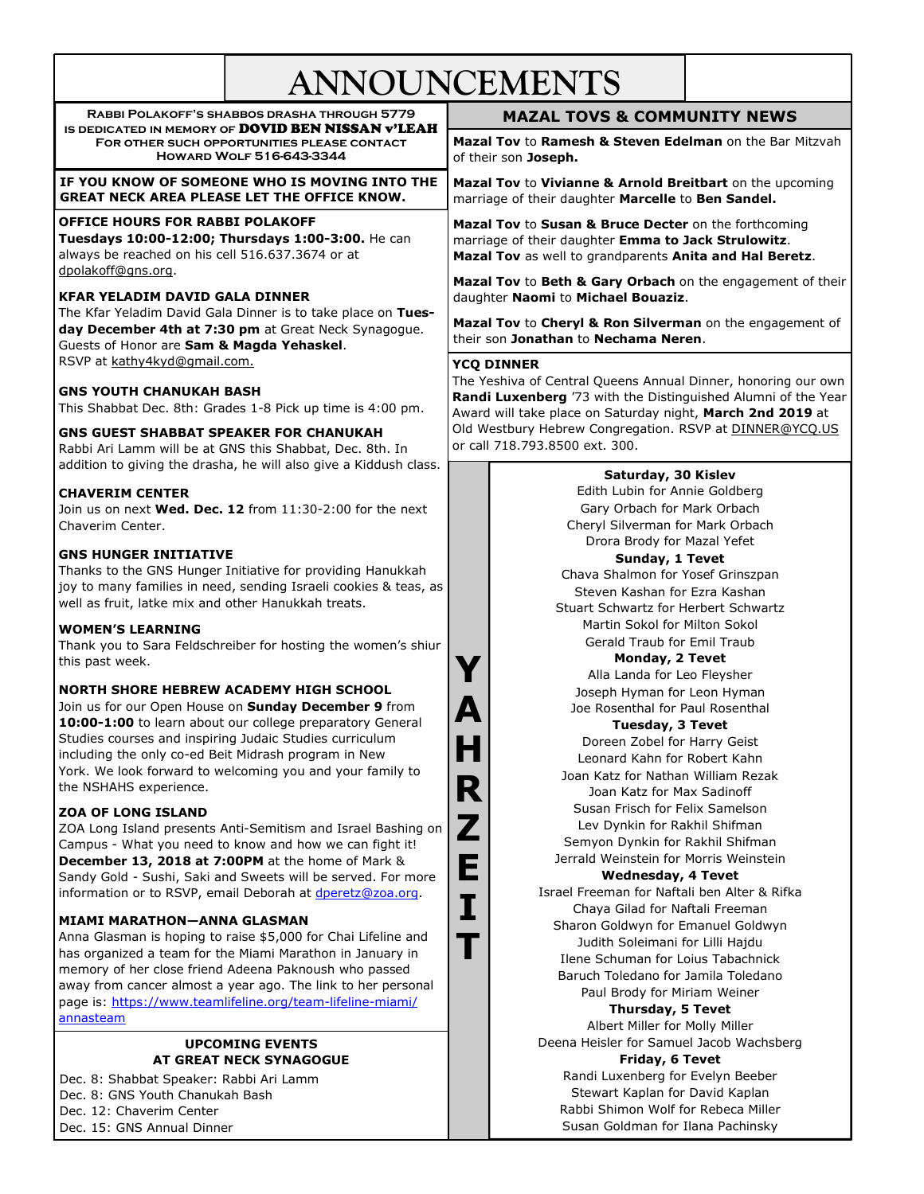# ANNOUNCEMENTS

**RABBI POLAKOFF'S SHABBOS DRASHA THROUGH 5779 IS DEDICATED IN MEMORY OF DOVID BEN NISSAN v'LEAH**
**FOR OTHER SUCH OPPORTUNITIES PLEASE CONTACT HOWARD WOLF 516-643-3344**

**IF YOU KNOW OF SOMEONE WHO IS MOVING INTO THE GREAT NECK AREA PLEASE LET THE OFFICE KNOW.**

### OFFICE HOURS FOR RABBI POLAKOFF

**Tuesdays 10:00-12:00; Thursdays 1:00-3:00.** He can always be reached on his cell 516.637.3674 or at dpolakoff@gns.org.

### KFAR YELADIM DAVID GALA DINNER

The Kfar Yeladim David Gala Dinner is to take place on **Tuesday December 4th at 7:30 pm** at Great Neck Synagogue. Guests of Honor are **Sam & Magda Yehaskel**. RSVP at kathy4kyd@gmail.com.

### GNS YOUTH CHANUKAH BASH

This Shabbat Dec. 8th: Grades 1-8 Pick up time is 4:00 pm.

### GNS GUEST SHABBAT SPEAKER FOR CHANUKAH

Rabbi Ari Lamm will be at GNS this Shabbat, Dec. 8th. In addition to giving the drasha, he will also give a Kiddush class.

### CHAVERIM CENTER

Join us on next **Wed. Dec. 12** from 11:30-2:00 for the next Chaverim Center.

### GNS HUNGER INITIATIVE

Thanks to the GNS Hunger Initiative for providing Hanukkah joy to many families in need, sending Israeli cookies & teas, as well as fruit, latke mix and other Hanukkah treats.

### WOMEN'S LEARNING

Thank you to Sara Feldschreiber for hosting the women's shiur this past week.

### NORTH SHORE HEBREW ACADEMY HIGH SCHOOL

Join us for our Open House on **Sunday December 9** from **10:00-1:00** to learn about our college preparatory General Studies courses and inspiring Judaic Studies curriculum including the only co-ed Beit Midrash program in New York. We look forward to welcoming you and your family to the NSHAHS experience.

### ZOA OF LONG ISLAND

ZOA Long Island presents Anti-Semitism and Israel Bashing on Campus - What you need to know and how we can fight it! **December 13, 2018 at 7:00PM** at the home of Mark & Sandy Gold - Sushi, Saki and Sweets will be served. For more information or to RSVP, email Deborah at dperetz@zoa.org.

### MIAMI MARATHON—ANNA GLASMAN

Anna Glasman is hoping to raise $5,000 for Chai Lifeline and has organized a team for the Miami Marathon in January in memory of her close friend Adeena Paknoush who passed away from cancer almost a year ago. The link to her personal page is: https://www.teamlifeline.org/team-lifeline-miami/annasteam

### UPCOMING EVENTS AT GREAT NECK SYNAGOGUE

Dec. 8: Shabbat Speaker: Rabbi Ari Lamm
Dec. 8: GNS Youth Chanukah Bash
Dec. 12: Chaverim Center
Dec. 15: GNS Annual Dinner

## MAZAL TOVS & COMMUNITY NEWS

**Mazal Tov** to **Ramesh & Steven Edelman** on the Bar Mitzvah of their son **Joseph.**

**Mazal Tov** to **Vivianne & Arnold Breitbart** on the upcoming marriage of their daughter **Marcelle** to **Ben Sandel.**

**Mazal Tov** to **Susan & Bruce Decter** on the forthcoming marriage of their daughter **Emma to Jack Strulowitz**. **Mazal Tov** as well to grandparents **Anita and Hal Beretz**.

**Mazal Tov** to **Beth & Gary Orbach** on the engagement of their daughter **Naomi** to **Michael Bouaziz**.

**Mazal Tov** to **Cheryl & Ron Silverman** on the engagement of their son **Jonathan** to **Nechama Neren**.

### YCQ DINNER

The Yeshiva of Central Queens Annual Dinner, honoring our own **Randi Luxenberg** '73 with the Distinguished Alumni of the Year Award will take place on Saturday night, **March 2nd 2019** at Old Westbury Hebrew Congregation. RSVP at DINNER@YCQ.US or call 718.793.8500 ext. 300.

## YAHRZEIT

**Saturday, 30 Kislev**
Edith Lubin for Annie Goldberg
Gary Orbach for Mark Orbach
Cheryl Silverman for Mark Orbach
Drora Brody for Mazal Yefet

**Sunday, 1 Tevet**
Chava Shalmon for Yosef Grinszpan
Steven Kashan for Ezra Kashan
Stuart Schwartz for Herbert Schwartz
Martin Sokol for Milton Sokol
Gerald Traub for Emil Traub

**Monday, 2 Tevet**
Alla Landa for Leo Fleysher
Joseph Hyman for Leon Hyman
Joe Rosenthal for Paul Rosenthal

**Tuesday, 3 Tevet**
Doreen Zobel for Harry Geist
Leonard Kahn for Robert Kahn
Joan Katz for Nathan William Rezak
Joan Katz for Max Sadinoff
Susan Frisch for Felix Samelson
Lev Dynkin for Rakhil Shifman
Semyon Dynkin for Rakhil Shifman
Jerrald Weinstein for Morris Weinstein

**Wednesday, 4 Tevet**
Israel Freeman for Naftali ben Alter & Rifka
Chaya Gilad for Naftali Freeman
Sharon Goldwyn for Emanuel Goldwyn
Judith Soleimani for Lilli Hajdu
Ilene Schuman for Loius Tabachnick
Baruch Toledano for Jamila Toledano
Paul Brody for Miriam Weiner

**Thursday, 5 Tevet**
Albert Miller for Molly Miller
Deena Heisler for Samuel Jacob Wachsberg

**Friday, 6 Tevet**
Randi Luxenberg for Evelyn Beeber
Stewart Kaplan for David Kaplan
Rabbi Shimon Wolf for Rebeca Miller
Susan Goldman for Ilana Pachinsky